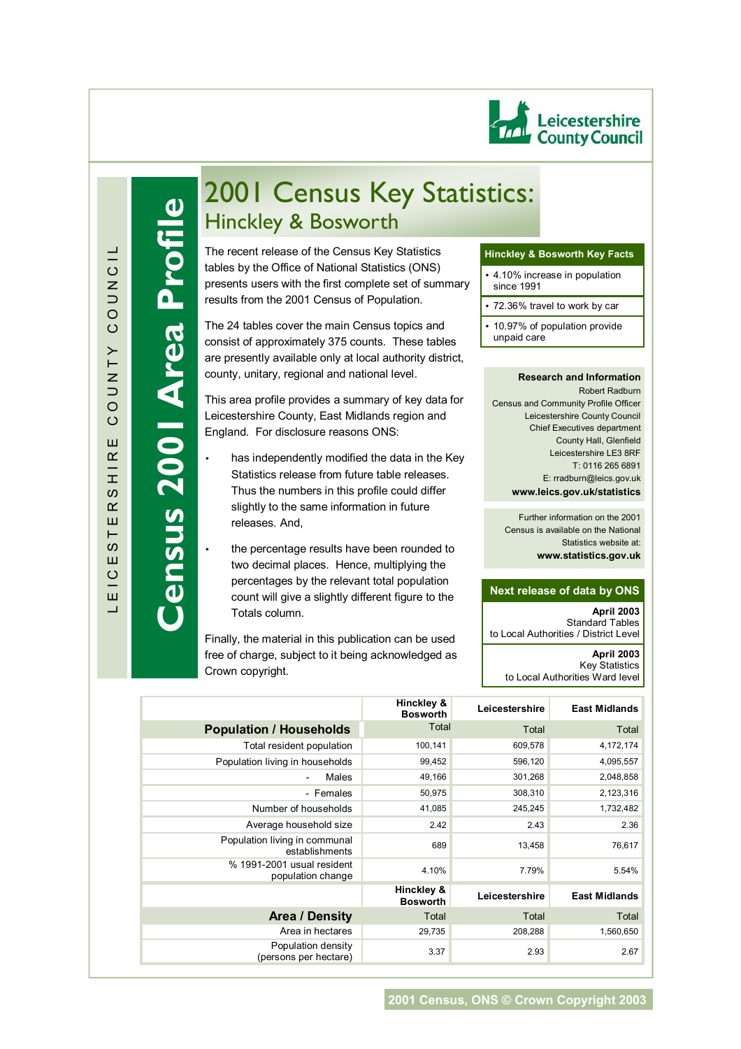Leicestershire County Council

LEICESTERSHIRE COUNTY COUNCIL

**Census 2001 Area Profile**

# 2001 Census Key Statistics:
## Hinckley & Bosworth

The recent release of the Census Key Statistics tables by the Office of National Statistics (ONS) presents users with the first complete set of summary results from the 2001 Census of Population.

The 24 tables cover the main Census topics and consist of approximately 375 counts. These tables are presently available only at local authority district, county, unitary, regional and national level.

This area profile provides a summary of key data for Leicestershire County, East Midlands region and England. For disclosure reasons ONS:

- has independently modified the data in the Key Statistics release from future table releases. Thus the numbers in this profile could differ slightly to the same information in future releases. And,
- the percentage results have been rounded to two decimal places. Hence, multiplying the percentages by the relevant total population count will give a slightly different figure to the Totals column.

Finally, the material in this publication can be used free of charge, subject to it being acknowledged as Crown copyright.

**Hinckley & Bosworth Key Facts**

- 4.10% increase in population since 1991
- 72.36% travel to work by car
- 10.97% of population provide unpaid care

**Research and Information**
Robert Radburn
Census and Community Profile Officer
Leicestershire County Council
Chief Executives department
County Hall, Glenfield
Leicestershire LE3 8RF
T: 0116 265 6891
E: rradburn@leics.gov.uk
**www.leics.gov.uk/statistics**

Further information on the 2001 Census is available on the National Statistics website at:
**www.statistics.gov.uk**

**Next release of data by ONS**

**April 2003**
Standard Tables
to Local Authorities / District Level

**April 2003**
Key Statistics
to Local Authorities Ward level

| | Hinckley & Bosworth | Leicestershire | East Midlands |
|---|---|---|---|
| **Population / Households** | Total | Total | Total |
| Total resident population | 100,141 | 609,578 | 4,172,174 |
| Population living in households | 99,452 | 596,120 | 4,095,557 |
| - Males | 49,166 | 301,268 | 2,048,858 |
| - Females | 50,975 | 308,310 | 2,123,316 |
| Number of households | 41,085 | 245,245 | 1,732,482 |
| Average household size | 2.42 | 2.43 | 2.36 |
| Population living in communal establishments | 689 | 13,458 | 76,617 |
| % 1991-2001 usual resident population change | 4.10% | 7.79% | 5.54% |

| | Hinckley & Bosworth | Leicestershire | East Midlands |
|---|---|---|---|
| **Area / Density** | Total | Total | Total |
| Area in hectares | 29,735 | 208,288 | 1,560,650 |
| Population density (persons per hectare) | 3.37 | 2.93 | 2.67 |

2001 Census, ONS © Crown Copyright 2003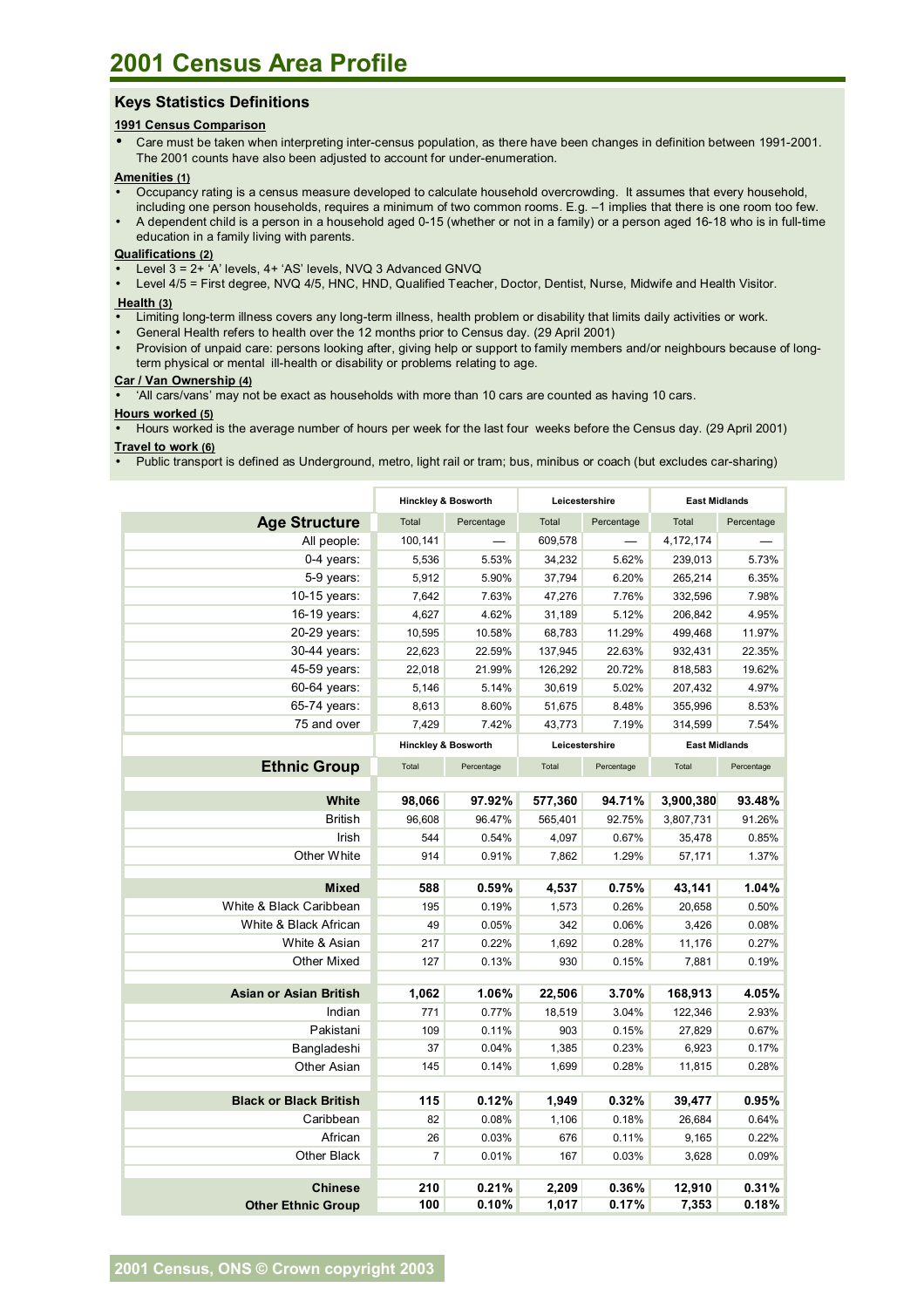# 2001 Census Area Profile

## Keys Statistics Definitions

**1991 Census Comparison**

- Care must be taken when interpreting inter-census population, as there have been changes in definition between 1991-2001. The 2001 counts have also been adjusted to account for under-enumeration.

**Amenities (1)**

- Occupancy rating is a census measure developed to calculate household overcrowding. It assumes that every household, including one person households, requires a minimum of two common rooms. E.g. –1 implies that there is one room too few.
- A dependent child is a person in a household aged 0-15 (whether or not in a family) or a person aged 16-18 who is in full-time education in a family living with parents.

**Qualifications (2)**

- Level 3 = 2+ 'A' levels, 4+ 'AS' levels, NVQ 3 Advanced GNVQ
- Level 4/5 = First degree, NVQ 4/5, HNC, HND, Qualified Teacher, Doctor, Dentist, Nurse, Midwife and Health Visitor.

**Health (3)**

- Limiting long-term illness covers any long-term illness, health problem or disability that limits daily activities or work.
- General Health refers to health over the 12 months prior to Census day. (29 April 2001)
- Provision of unpaid care: persons looking after, giving help or support to family members and/or neighbours because of long-term physical or mental ill-health or disability or problems relating to age.

**Car / Van Ownership (4)**

- 'All cars/vans' may not be exact as households with more than 10 cars are counted as having 10 cars.

**Hours worked (5)**

- Hours worked is the average number of hours per week for the last four weeks before the Census day. (29 April 2001)

**Travel to work (6)**

- Public transport is defined as Underground, metro, light rail or tram; bus, minibus or coach (but excludes car-sharing)

| | Hinckley & Bosworth | | Leicestershire | | East Midlands | |
|---|---|---|---|---|---|---|
| **Age Structure** | Total | Percentage | Total | Percentage | Total | Percentage |
| All people: | 100,141 | — | 609,578 | — | 4,172,174 | — |
| 0-4 years: | 5,536 | 5.53% | 34,232 | 5.62% | 239,013 | 5.73% |
| 5-9 years: | 5,912 | 5.90% | 37,794 | 6.20% | 265,214 | 6.35% |
| 10-15 years: | 7,642 | 7.63% | 47,276 | 7.76% | 332,596 | 7.98% |
| 16-19 years: | 4,627 | 4.62% | 31,189 | 5.12% | 206,842 | 4.95% |
| 20-29 years: | 10,595 | 10.58% | 68,783 | 11.29% | 499,468 | 11.97% |
| 30-44 years: | 22,623 | 22.59% | 137,945 | 22.63% | 932,431 | 22.35% |
| 45-59 years: | 22,018 | 21.99% | 126,292 | 20.72% | 818,583 | 19.62% |
| 60-64 years: | 5,146 | 5.14% | 30,619 | 5.02% | 207,432 | 4.97% |
| 65-74 years: | 8,613 | 8.60% | 51,675 | 8.48% | 355,996 | 8.53% |
| 75 and over | 7,429 | 7.42% | 43,773 | 7.19% | 314,599 | 7.54% |

| | Hinckley & Bosworth | | Leicestershire | | East Midlands | |
|---|---|---|---|---|---|---|
| **Ethnic Group** | Total | Percentage | Total | Percentage | Total | Percentage |
| **White** | **98,066** | **97.92%** | **577,360** | **94.71%** | **3,900,380** | **93.48%** |
| British | 96,608 | 96.47% | 565,401 | 92.75% | 3,807,731 | 91.26% |
| Irish | 544 | 0.54% | 4,097 | 0.67% | 35,478 | 0.85% |
| Other White | 914 | 0.91% | 7,862 | 1.29% | 57,171 | 1.37% |
| **Mixed** | **588** | **0.59%** | **4,537** | **0.75%** | **43,141** | **1.04%** |
| White & Black Caribbean | 195 | 0.19% | 1,573 | 0.26% | 20,658 | 0.50% |
| White & Black African | 49 | 0.05% | 342 | 0.06% | 3,426 | 0.08% |
| White & Asian | 217 | 0.22% | 1,692 | 0.28% | 11,176 | 0.27% |
| Other Mixed | 127 | 0.13% | 930 | 0.15% | 7,881 | 0.19% |
| **Asian or Asian British** | **1,062** | **1.06%** | **22,506** | **3.70%** | **168,913** | **4.05%** |
| Indian | 771 | 0.77% | 18,519 | 3.04% | 122,346 | 2.93% |
| Pakistani | 109 | 0.11% | 903 | 0.15% | 27,829 | 0.67% |
| Bangladeshi | 37 | 0.04% | 1,385 | 0.23% | 6,923 | 0.17% |
| Other Asian | 145 | 0.14% | 1,699 | 0.28% | 11,815 | 0.28% |
| **Black or Black British** | **115** | **0.12%** | **1,949** | **0.32%** | **39,477** | **0.95%** |
| Caribbean | 82 | 0.08% | 1,106 | 0.18% | 26,684 | 0.64% |
| African | 26 | 0.03% | 676 | 0.11% | 9,165 | 0.22% |
| Other Black | 7 | 0.01% | 167 | 0.03% | 3,628 | 0.09% |
| **Chinese** | **210** | **0.21%** | **2,209** | **0.36%** | **12,910** | **0.31%** |
| **Other Ethnic Group** | **100** | **0.10%** | **1,017** | **0.17%** | **7,353** | **0.18%** |

2001 Census, ONS © Crown copyright 2003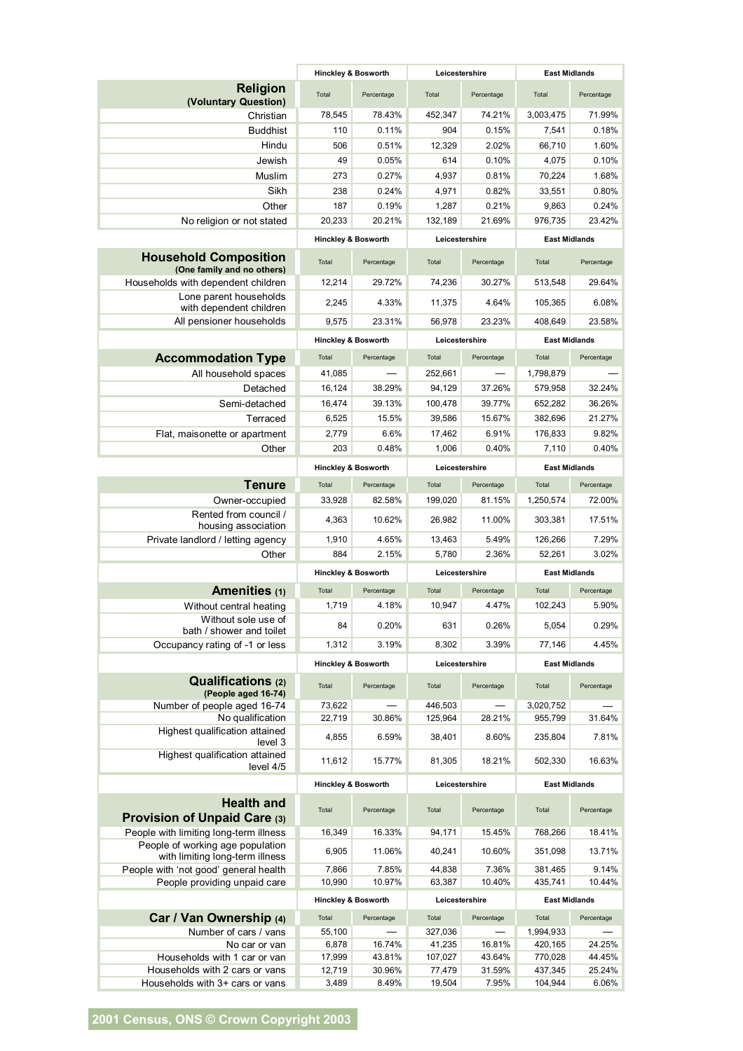| Religion (Voluntary Question) | Hinckley & Bosworth | | Leicestershire | | East Midlands | |
|---|---|---|---|---|---|---|
| | Total | Percentage | Total | Percentage | Total | Percentage |
| Christian | 78,545 | 78.43% | 452,347 | 74.21% | 3,003,475 | 71.99% |
| Buddhist | 110 | 0.11% | 904 | 0.15% | 7,541 | 0.18% |
| Hindu | 506 | 0.51% | 12,329 | 2.02% | 66,710 | 1.60% |
| Jewish | 49 | 0.05% | 614 | 0.10% | 4,075 | 0.10% |
| Muslim | 273 | 0.27% | 4,937 | 0.81% | 70,224 | 1.68% |
| Sikh | 238 | 0.24% | 4,971 | 0.82% | 33,551 | 0.80% |
| Other | 187 | 0.19% | 1,287 | 0.21% | 9,863 | 0.24% |
| No religion or not stated | 20,233 | 20.21% | 132,189 | 21.69% | 976,735 | 23.42% |

| Household Composition (One family and no others) | Hinckley & Bosworth | | Leicestershire | | East Midlands | |
|---|---|---|---|---|---|---|
| | Total | Percentage | Total | Percentage | Total | Percentage |
| Households with dependent children | 12,214 | 29.72% | 74,236 | 30.27% | 513,548 | 29.64% |
| Lone parent households with dependent children | 2,245 | 4.33% | 11,375 | 4.64% | 105,365 | 6.08% |
| All pensioner households | 9,575 | 23.31% | 56,978 | 23.23% | 408,649 | 23.58% |

| Accommodation Type | Hinckley & Bosworth | | Leicestershire | | East Midlands | |
|---|---|---|---|---|---|---|
| | Total | Percentage | Total | Percentage | Total | Percentage |
| All household spaces | 41,085 | — | 252,661 | — | 1,798,879 | — |
| Detached | 16,124 | 38.29% | 94,129 | 37.26% | 579,958 | 32.24% |
| Semi-detached | 16,474 | 39.13% | 100,478 | 39.77% | 652,282 | 36.26% |
| Terraced | 6,525 | 15.5% | 39,586 | 15.67% | 382,696 | 21.27% |
| Flat, maisonette or apartment | 2,779 | 6.6% | 17,462 | 6.91% | 176,833 | 9.82% |
| Other | 203 | 0.48% | 1,006 | 0.40% | 7,110 | 0.40% |

| Tenure | Hinckley & Bosworth | | Leicestershire | | East Midlands | |
|---|---|---|---|---|---|---|
| | Total | Percentage | Total | Percentage | Total | Percentage |
| Owner-occupied | 33,928 | 82.58% | 199,020 | 81.15% | 1,250,574 | 72.00% |
| Rented from council / housing association | 4,363 | 10.62% | 26,982 | 11.00% | 303,381 | 17.51% |
| Private landlord / letting agency | 1,910 | 4.65% | 13,463 | 5.49% | 126,266 | 7.29% |
| Other | 884 | 2.15% | 5,780 | 2.36% | 52,261 | 3.02% |

| Amenities (1) | Hinckley & Bosworth | | Leicestershire | | East Midlands | |
|---|---|---|---|---|---|---|
| | Total | Percentage | Total | Percentage | Total | Percentage |
| Without central heating | 1,719 | 4.18% | 10,947 | 4.47% | 102,243 | 5.90% |
| Without sole use of bath / shower and toilet | 84 | 0.20% | 631 | 0.26% | 5,054 | 0.29% |
| Occupancy rating of -1 or less | 1,312 | 3.19% | 8,302 | 3.39% | 77,146 | 4.45% |

| Qualifications (2) (People aged 16-74) | Hinckley & Bosworth | | Leicestershire | | East Midlands | |
|---|---|---|---|---|---|---|
| | Total | Percentage | Total | Percentage | Total | Percentage |
| Number of people aged 16-74 | 73,622 | — | 446,503 | — | 3,020,752 | — |
| No qualification | 22,719 | 30.86% | 125,964 | 28.21% | 955,799 | 31.64% |
| Highest qualification attained level 3 | 4,855 | 6.59% | 38,401 | 8.60% | 235,804 | 7.81% |
| Highest qualification attained level 4/5 | 11,612 | 15.77% | 81,305 | 18.21% | 502,330 | 16.63% |

| Health and Provision of Unpaid Care (3) | Hinckley & Bosworth | | Leicestershire | | East Midlands | |
|---|---|---|---|---|---|---|
| | Total | Percentage | Total | Percentage | Total | Percentage |
| People with limiting long-term illness | 16,349 | 16.33% | 94,171 | 15.45% | 768,266 | 18.41% |
| People of working age population with limiting long-term illness | 6,905 | 11.06% | 40,241 | 10.60% | 351,098 | 13.71% |
| People with 'not good' general health | 7,866 | 7.85% | 44,838 | 7.36% | 381,465 | 9.14% |
| People providing unpaid care | 10,990 | 10.97% | 63,387 | 10.40% | 435,741 | 10.44% |

| Car / Van Ownership (4) | Hinckley & Bosworth | | Leicestershire | | East Midlands | |
|---|---|---|---|---|---|---|
| | Total | Percentage | Total | Percentage | Total | Percentage |
| Number of cars / vans | 55,100 | — | 327,036 | — | 1,994,933 | — |
| No car or van | 6,878 | 16.74% | 41,235 | 16.81% | 420,165 | 24.25% |
| Households with 1 car or van | 17,999 | 43.81% | 107,027 | 43.64% | 770,028 | 44.45% |
| Households with 2 cars or vans | 12,719 | 30.96% | 77,479 | 31.59% | 437,345 | 25.24% |
| Households with 3+ cars or vans | 3,489 | 8.49% | 19,504 | 7.95% | 104,944 | 6.06% |

**2001 Census, ONS © Crown Copyright 2003**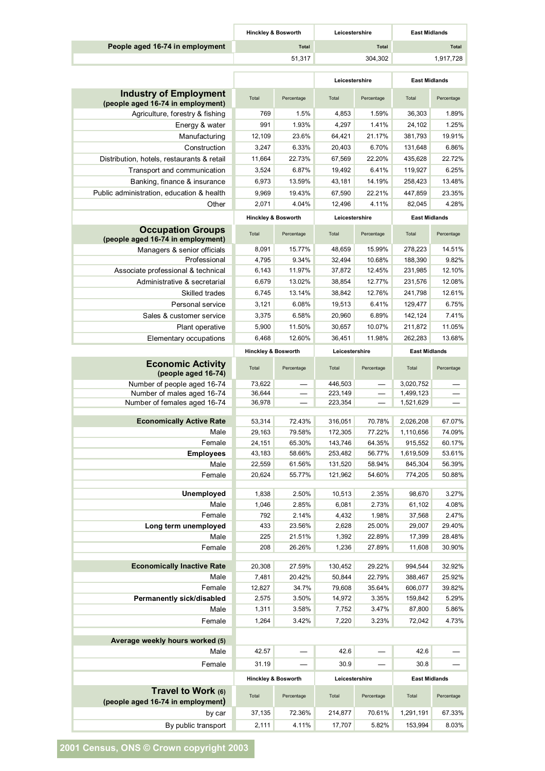| | Hinckley & Bosworth | Leicestershire | East Midlands |
|---|---|---|---|
| **People aged 16-74 in employment** | Total | Total | Total |
| | 51,317 | 304,302 | 1,917,728 |

| | | | Leicestershire | | East Midlands | |
|---|---|---|---|---|---|---|
| **Industry of Employment (people aged 16-74 in employment)** | Total | Percentage | Total | Percentage | Total | Percentage |
| Agriculture, forestry & fishing | 769 | 1.5% | 4,853 | 1.59% | 36,303 | 1.89% |
| Energy & water | 991 | 1.93% | 4,297 | 1.41% | 24,102 | 1.25% |
| Manufacturing | 12,109 | 23.6% | 64,421 | 21.17% | 381,793 | 19.91% |
| Construction | 3,247 | 6.33% | 20,403 | 6.70% | 131,648 | 6.86% |
| Distribution, hotels, restaurants & retail | 11,664 | 22.73% | 67,569 | 22.20% | 435,628 | 22.72% |
| Transport and communication | 3,524 | 6.87% | 19,492 | 6.41% | 119,927 | 6.25% |
| Banking, finance & insurance | 6,973 | 13.59% | 43,181 | 14.19% | 258,423 | 13.48% |
| Public administration, education & health | 9,969 | 19.43% | 67,590 | 22.21% | 447,859 | 23.35% |
| Other | 2,071 | 4.04% | 12,496 | 4.11% | 82,045 | 4.28% |

| | Hinckley & Bosworth | | Leicestershire | | East Midlands | |
|---|---|---|---|---|---|---|
| **Occupation Groups (people aged 16-74 in employment)** | Total | Percentage | Total | Percentage | Total | Percentage |
| Managers & senior officials | 8,091 | 15.77% | 48,659 | 15.99% | 278,223 | 14.51% |
| Professional | 4,795 | 9.34% | 32,494 | 10.68% | 188,390 | 9.82% |
| Associate professional & technical | 6,143 | 11.97% | 37,872 | 12.45% | 231,985 | 12.10% |
| Administrative & secretarial | 6,679 | 13.02% | 38,854 | 12.77% | 231,576 | 12.08% |
| Skilled trades | 6,745 | 13.14% | 38,842 | 12.76% | 241,798 | 12.61% |
| Personal service | 3,121 | 6.08% | 19,513 | 6.41% | 129,477 | 6.75% |
| Sales & customer service | 3,375 | 6.58% | 20,960 | 6.89% | 142,124 | 7.41% |
| Plant operative | 5,900 | 11.50% | 30,657 | 10.07% | 211,872 | 11.05% |
| Elementary occupations | 6,468 | 12.60% | 36,451 | 11.98% | 262,283 | 13.68% |

| | Hinckley & Bosworth | | Leicestershire | | East Midlands | |
|---|---|---|---|---|---|---|
| **Economic Activity (people aged 16-74)** | Total | Percentage | Total | Percentage | Total | Percentage |
| Number of people aged 16-74 | 73,622 | — | 446,503 | — | 3,020,752 | — |
| Number of males aged 16-74 | 36,644 | — | 223,149 | — | 1,499,123 | — |
| Number of females aged 16-74 | 36,978 | — | 223,354 | — | 1,521,629 | — |
| | | | | | | |
| **Economically Active Rate** | 53,314 | 72.43% | 316,051 | 70.78% | 2,026,208 | 67.07% |
| Male | 29,163 | 79.58% | 172,305 | 77.22% | 1,110,656 | 74.09% |
| Female | 24,151 | 65.30% | 143,746 | 64.35% | 915,552 | 60.17% |
| **Employees** | 43,183 | 58.66% | 253,482 | 56.77% | 1,619,509 | 53.61% |
| Male | 22,559 | 61.56% | 131,520 | 58.94% | 845,304 | 56.39% |
| Female | 20,624 | 55.77% | 121,962 | 54.60% | 774,205 | 50.88% |
| | | | | | | |
| **Unemployed** | 1,838 | 2.50% | 10,513 | 2.35% | 98,670 | 3.27% |
| Male | 1,046 | 2.85% | 6,081 | 2.73% | 61,102 | 4.08% |
| Female | 792 | 2.14% | 4,432 | 1.98% | 37,568 | 2.47% |
| **Long term unemployed** | 433 | 23.56% | 2,628 | 25.00% | 29,007 | 29.40% |
| Male | 225 | 21.51% | 1,392 | 22.89% | 17,399 | 28.48% |
| Female | 208 | 26.26% | 1,236 | 27.89% | 11,608 | 30.90% |
| | | | | | | |
| **Economically Inactive Rate** | 20,308 | 27.59% | 130,452 | 29.22% | 994,544 | 32.92% |
| Male | 7,481 | 20.42% | 50,844 | 22.79% | 388,467 | 25.92% |
| Female | 12,827 | 34.7% | 79,608 | 35.64% | 606,077 | 39.82% |
| **Permanently sick/disabled** | 2,575 | 3.50% | 14,972 | 3.35% | 159,842 | 5.29% |
| Male | 1,311 | 3.58% | 7,752 | 3.47% | 87,800 | 5.86% |
| Female | 1,264 | 3.42% | 7,220 | 3.23% | 72,042 | 4.73% |
| | | | | | | |
| **Average weekly hours worked (5)** | | | | | | |
| Male | 42.57 | — | 42.6 | — | 42.6 | — |
| Female | 31.19 | — | 30.9 | — | 30.8 | — |

| | Hinckley & Bosworth | | Leicestershire | | East Midlands | |
|---|---|---|---|---|---|---|
| **Travel to Work (6) (people aged 16-74 in employment)** | Total | Percentage | Total | Percentage | Total | Percentage |
| by car | 37,135 | 72.36% | 214,877 | 70.61% | 1,291,191 | 67.33% |
| By public transport | 2,111 | 4.11% | 17,707 | 5.82% | 153,994 | 8.03% |

**2001 Census, ONS © Crown copyright 2003**